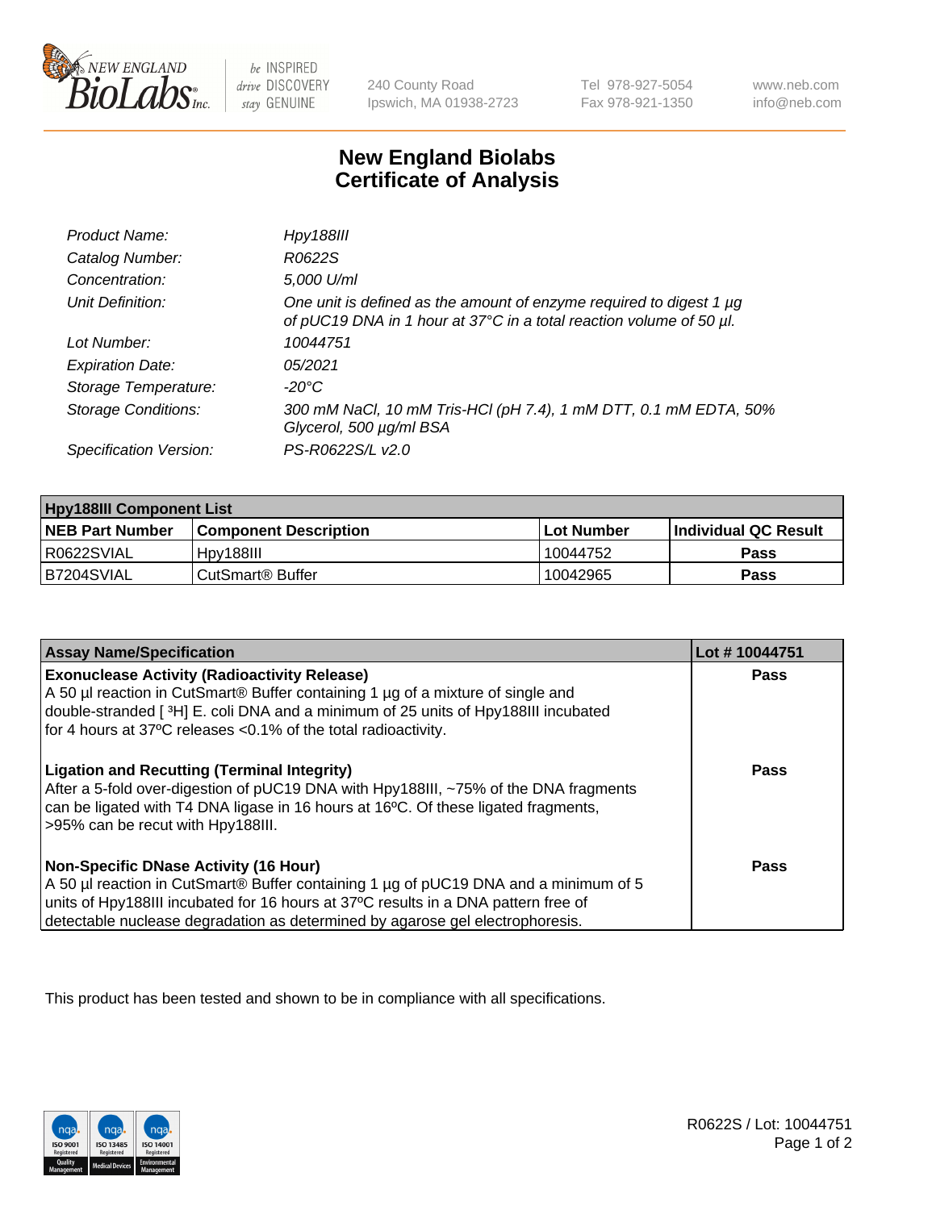New England BioLabs Inc. — be INSPIRED drive DISCOVERY stay GENUINE

240 County Road
Ipswich, MA 01938-2723

Tel 978-927-5054
Fax 978-921-1350

www.neb.com
info@neb.com

# New England Biolabs
# Certificate of Analysis

| | |
|---|---|
| *Product Name:* | *Hpy188III* |
| *Catalog Number:* | *R0622S* |
| *Concentration:* | *5,000 U/ml* |
| *Unit Definition:* | *One unit is defined as the amount of enzyme required to digest 1 µg of pUC19 DNA in 1 hour at 37°C in a total reaction volume of 50 µl.* |
| *Lot Number:* | *10044751* |
| *Expiration Date:* | *05/2021* |
| *Storage Temperature:* | *-20°C* |
| *Storage Conditions:* | *300 mM NaCl, 10 mM Tris-HCl (pH 7.4), 1 mM DTT, 0.1 mM EDTA, 50% Glycerol, 500 µg/ml BSA* |
| *Specification Version:* | *PS-R0622S/L v2.0* |

| **Hpy188III Component List** | | | |
|---|---|---|---|
| **NEB Part Number** | **Component Description** | **Lot Number** | **Individual QC Result** |
| R0622SVIAL | Hpy188III | 10044752 | **Pass** |
| B7204SVIAL | CutSmart® Buffer | 10042965 | **Pass** |

| **Assay Name/Specification** | **Lot # 10044751** |
|---|---|
| **Exonuclease Activity (Radioactivity Release)**<br>A 50 µl reaction in CutSmart® Buffer containing 1 µg of a mixture of single and double-stranded [ $^3$H] E. coli DNA and a minimum of 25 units of Hpy188III incubated for 4 hours at 37ºC releases <0.1% of the total radioactivity. | **Pass** |
| **Ligation and Recutting (Terminal Integrity)**<br>After a 5-fold over-digestion of pUC19 DNA with Hpy188III, ~75% of the DNA fragments can be ligated with T4 DNA ligase in 16 hours at 16ºC. Of these ligated fragments, >95% can be recut with Hpy188III. | **Pass** |
| **Non-Specific DNase Activity (16 Hour)**<br>A 50 µl reaction in CutSmart® Buffer containing 1 µg of pUC19 DNA and a minimum of 5 units of Hpy188III incubated for 16 hours at 37ºC results in a DNA pattern free of detectable nuclease degradation as determined by agarose gel electrophoresis. | **Pass** |

This product has been tested and shown to be in compliance with all specifications.

R0622S / Lot: 10044751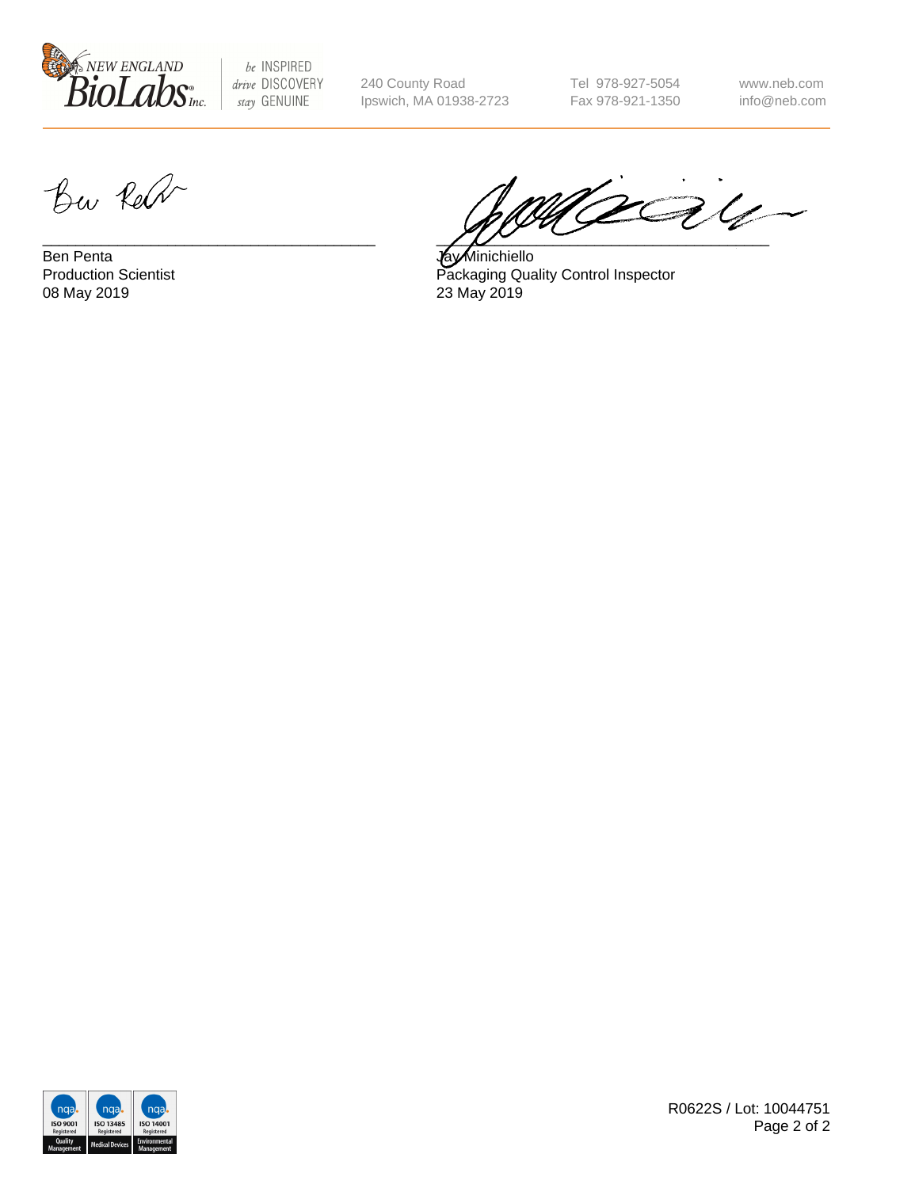Ben Penta
Production Scientist
08 May 2019

Jay Minichiello
Packaging Quality Control Inspector
23 May 2019